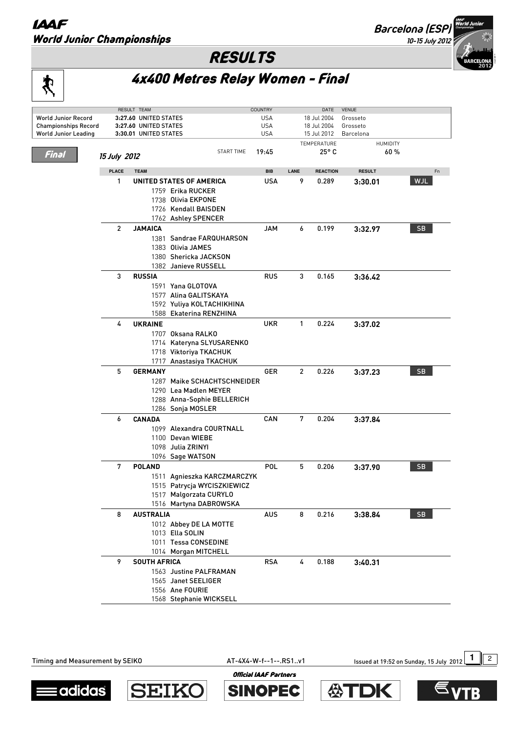# IAAF World Junior Championships

Barcelona (ESP)
10-15 July 2012

## RESULTS

## 4x400 Metres Relay Women - Final

| | RESULT | TEAM | COUNTRY | DATE | VENUE |
|---|---|---|---|---|---|
| World Junior Record | 3:27.60 | UNITED STATES | USA | 18 Jul 2004 | Grosseto |
| Championships Record | 3:27.60 | UNITED STATES | USA | 18 Jul 2004 | Grosseto |
| World Junior Leading | 3:30.01 | UNITED STATES | USA | 15 Jul 2012 | Barcelona |

**Final**

15 July 2012 START TIME 19:45 TEMPERATURE 25° C HUMIDITY 60 %

| PLACE | TEAM | BIB | LANE | REACTION | RESULT | Fn |
|---|---|---|---|---|---|---|
| 1 | **UNITED STATES OF AMERICA** | USA | 9 | 0.289 | **3:30.01** | WJL |
| | 1759 Erika RUCKER | | | | | |
| | 1738 Olivia EKPONE | | | | | |
| | 1726 Kendall BAISDEN | | | | | |
| | 1762 Ashley SPENCER | | | | | |
| 2 | **JAMAICA** | JAM | 6 | 0.199 | **3:32.97** | SB |
| | 1381 Sandrae FARQUHARSON | | | | | |
| | 1383 Olivia JAMES | | | | | |
| | 1380 Shericka JACKSON | | | | | |
| | 1382 Janieve RUSSELL | | | | | |
| 3 | **RUSSIA** | RUS | 3 | 0.165 | **3:36.42** | |
| | 1591 Yana GLOTOVA | | | | | |
| | 1577 Alina GALITSKAYA | | | | | |
| | 1592 Yuliya KOLTACHIKHINA | | | | | |
| | 1588 Ekaterina RENZHINA | | | | | |
| 4 | **UKRAINE** | UKR | 1 | 0.224 | **3:37.02** | |
| | 1707 Oksana RALKO | | | | | |
| | 1714 Kateryna SLYUSARENKO | | | | | |
| | 1718 Viktoriya TKACHUK | | | | | |
| | 1717 Anastasiya TKACHUK | | | | | |
| 5 | **GERMANY** | GER | 2 | 0.226 | **3:37.23** | SB |
| | 1287 Maike SCHACHTSCHNEIDER | | | | | |
| | 1290 Lea Madlen MEYER | | | | | |
| | 1288 Anna-Sophie BELLERICH | | | | | |
| | 1286 Sonja MOSLER | | | | | |
| 6 | **CANADA** | CAN | 7 | 0.204 | **3:37.84** | |
| | 1099 Alexandra COURTNALL | | | | | |
| | 1100 Devan WIEBE | | | | | |
| | 1098 Julia ZRINYI | | | | | |
| | 1096 Sage WATSON | | | | | |
| 7 | **POLAND** | POL | 5 | 0.206 | **3:37.90** | SB |
| | 1511 Agnieszka KARCZMARCZYK | | | | | |
| | 1515 Patrycja WYCISZKIEWICZ | | | | | |
| | 1517 Malgorzata CURYLO | | | | | |
| | 1516 Martyna DABROWSKA | | | | | |
| 8 | **AUSTRALIA** | AUS | 8 | 0.216 | **3:38.84** | SB |
| | 1012 Abbey DE LA MOTTE | | | | | |
| | 1013 Ella SOLIN | | | | | |
| | 1011 Tessa CONSEDINE | | | | | |
| | 1014 Morgan MITCHELL | | | | | |
| 9 | **SOUTH AFRICA** | RSA | 4 | 0.188 | **3:40.31** | |
| | 1563 Justine PALFRAMAN | | | | | |
| | 1565 Janet SEELIGER | | | | | |
| | 1556 Ane FOURIE | | | | | |
| | 1568 Stephanie WICKSELL | | | | | |

Timing and Measurement by SEIKO AT-4X4-W-f--1--.RS1..v1 Issued at 19:52 on Sunday, 15 July 2012

Official IAAF Partners: adidas, SEIKO, SINOPEC, TDK, VTB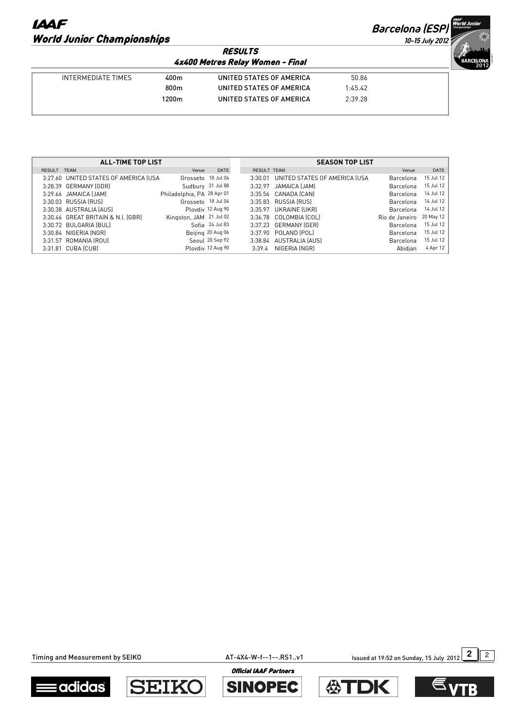## RESULTS

### 4x400 Metres Relay Women - Final

| | | | |
|---|---|---|---|
| INTERMEDIATE TIMES | 400m | UNITED STATES OF AMERICA | 50.86 |
| | 800m | UNITED STATES OF AMERICA | 1:45.42 |
| | 1200m | UNITED STATES OF AMERICA | 2:39.28 |

**ALL-TIME TOP LIST**

| RESULT | TEAM | Venue | DATE |
|---|---|---|---|
| 3:27.60 | UNITED STATES OF AMERICA (USA | Grosseto | 18 Jul 04 |
| 3:28.39 | GERMANY (GDR) | Sudbury | 31 Jul 88 |
| 3:29.66 | JAMAICA (JAM) | Philadelphia, PA | 28 Apr 01 |
| 3:30.03 | RUSSIA (RUS) | Grosseto | 18 Jul 04 |
| 3:30.38 | AUSTRALIA (AUS) | Plovdiv | 12 Aug 90 |
| 3:30.46 | GREAT BRITAIN & N.I. (GBR) | Kingston, JAM | 21 Jul 02 |
| 3:30.72 | BULGARIA (BUL) | Sofia | 24 Jul 83 |
| 3:30.84 | NIGERIA (NGR) | Beijing | 20 Aug 06 |
| 3:31.57 | ROMANIA (ROU) | Seoul | 20 Sep 92 |
| 3:31.81 | CUBA (CUB) | Plovdiv | 12 Aug 90 |

**SEASON TOP LIST**

| RESULT | TEAM | Venue | DATE |
|---|---|---|---|
| 3:30.01 | UNITED STATES OF AMERICA (USA | Barcelona | 15 Jul 12 |
| 3:32.97 | JAMAICA (JAM) | Barcelona | 15 Jul 12 |
| 3:35.56 | CANADA (CAN) | Barcelona | 14 Jul 12 |
| 3:35.83 | RUSSIA (RUS) | Barcelona | 14 Jul 12 |
| 3:35.97 | UKRAINE (UKR) | Barcelona | 14 Jul 12 |
| 3:36.78 | COLOMBIA (COL) | Rio de Janeiro | 20 May 12 |
| 3:37.23 | GERMANY (GER) | Barcelona | 15 Jul 12 |
| 3:37.90 | POLAND (POL) | Barcelona | 15 Jul 12 |
| 3:38.84 | AUSTRALIA (AUS) | Barcelona | 15 Jul 12 |
| 3:39.4 | NIGERIA (NGR) | Abidjan | 4 Apr 12 |

Timing and Measurement by SEIKO

AT-4X4-W-f--1--.RS1..v1

Issued at 19:52 on Sunday, 15 July 2012

Official IAAF Partners